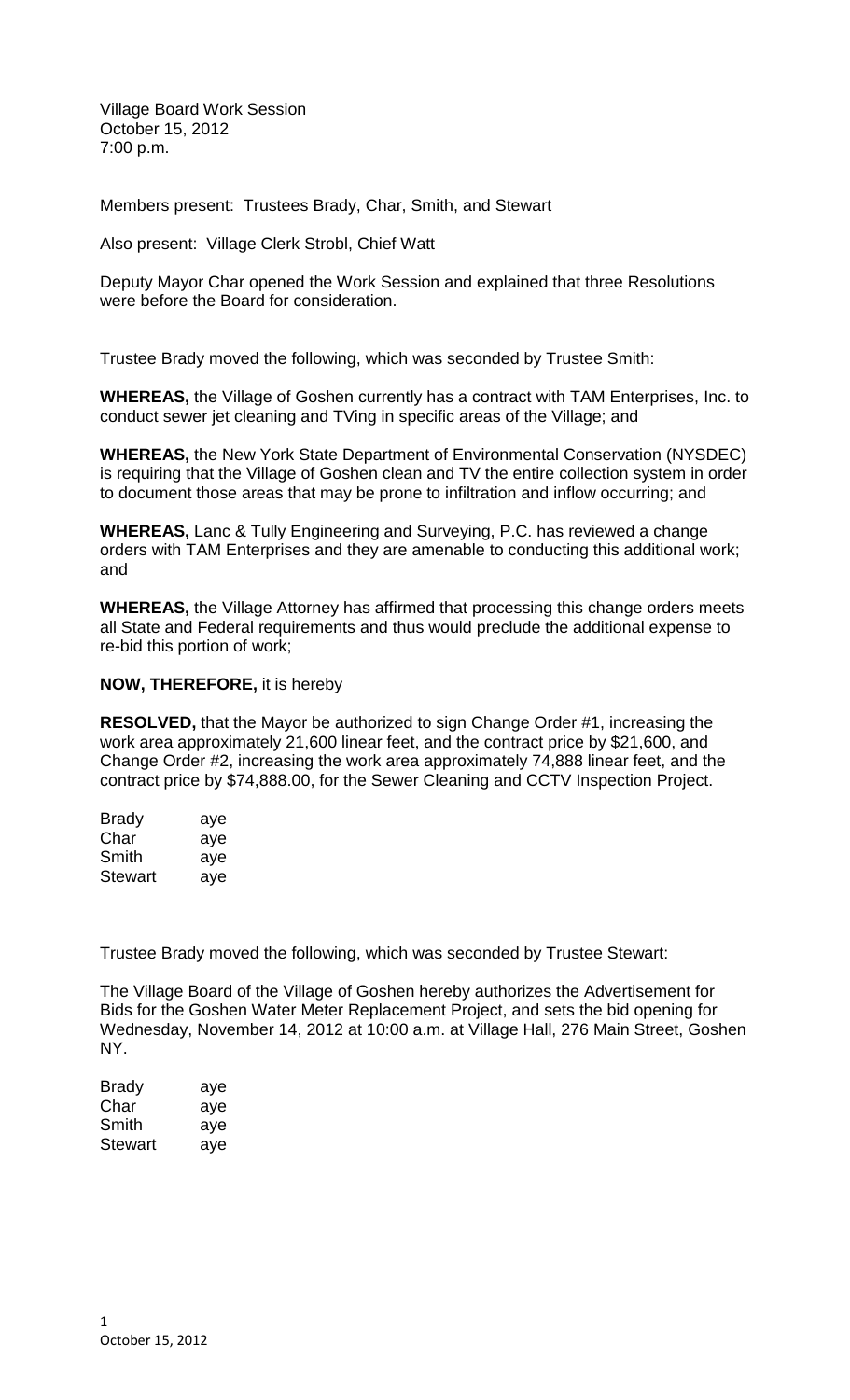Village Board Work Session
October 15, 2012
7:00 p.m.

Members present: Trustees Brady, Char, Smith, and Stewart

Also present: Village Clerk Strobl, Chief Watt

Deputy Mayor Char opened the Work Session and explained that three Resolutions were before the Board for consideration.

Trustee Brady moved the following, which was seconded by Trustee Smith:

**WHEREAS,** the Village of Goshen currently has a contract with TAM Enterprises, Inc. to conduct sewer jet cleaning and TVing in specific areas of the Village; and

**WHEREAS,** the New York State Department of Environmental Conservation (NYSDEC) is requiring that the Village of Goshen clean and TV the entire collection system in order to document those areas that may be prone to infiltration and inflow occurring; and

**WHEREAS,** Lanc & Tully Engineering and Surveying, P.C. has reviewed a change orders with TAM Enterprises and they are amenable to conducting this additional work; and

**WHEREAS,** the Village Attorney has affirmed that processing this change orders meets all State and Federal requirements and thus would preclude the additional expense to re-bid this portion of work;

**NOW, THEREFORE,** it is hereby

**RESOLVED,** that the Mayor be authorized to sign Change Order #1, increasing the work area approximately 21,600 linear feet, and the contract price by $21,600, and Change Order #2, increasing the work area approximately 74,888 linear feet, and the contract price by $74,888.00, for the Sewer Cleaning and CCTV Inspection Project.

| | |
|---|---|
| Brady | aye |
| Char | aye |
| Smith | aye |
| Stewart | aye |

Trustee Brady moved the following, which was seconded by Trustee Stewart:

The Village Board of the Village of Goshen hereby authorizes the Advertisement for Bids for the Goshen Water Meter Replacement Project, and sets the bid opening for Wednesday, November 14, 2012 at 10:00 a.m. at Village Hall, 276 Main Street, Goshen NY.

| | |
|---|---|
| Brady | aye |
| Char | aye |
| Smith | aye |
| Stewart | aye |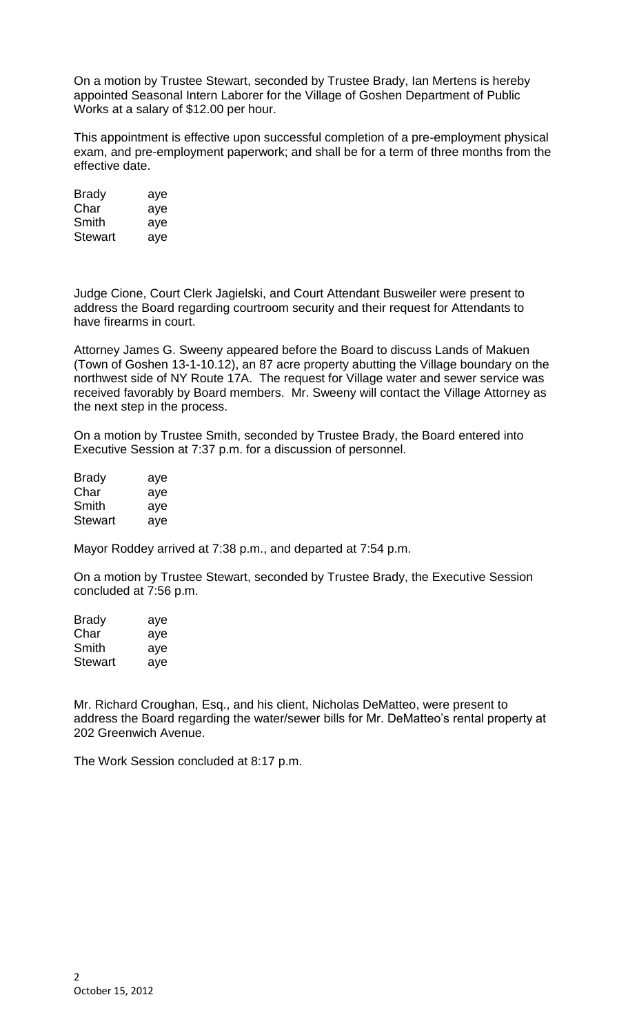On a motion by Trustee Stewart, seconded by Trustee Brady, Ian Mertens is hereby appointed Seasonal Intern Laborer for the Village of Goshen Department of Public Works at a salary of $12.00 per hour.

This appointment is effective upon successful completion of a pre-employment physical exam, and pre-employment paperwork; and shall be for a term of three months from the effective date.

| | |
|---|---|
| Brady | aye |
| Char | aye |
| Smith | aye |
| Stewart | aye |

Judge Cione, Court Clerk Jagielski, and Court Attendant Busweiler were present to address the Board regarding courtroom security and their request for Attendants to have firearms in court.

Attorney James G. Sweeny appeared before the Board to discuss Lands of Makuen (Town of Goshen 13-1-10.12), an 87 acre property abutting the Village boundary on the northwest side of NY Route 17A. The request for Village water and sewer service was received favorably by Board members. Mr. Sweeny will contact the Village Attorney as the next step in the process.

On a motion by Trustee Smith, seconded by Trustee Brady, the Board entered into Executive Session at 7:37 p.m. for a discussion of personnel.

| | |
|---|---|
| Brady | aye |
| Char | aye |
| Smith | aye |
| Stewart | aye |

Mayor Roddey arrived at 7:38 p.m., and departed at 7:54 p.m.

On a motion by Trustee Stewart, seconded by Trustee Brady, the Executive Session concluded at 7:56 p.m.

| | |
|---|---|
| Brady | aye |
| Char | aye |
| Smith | aye |
| Stewart | aye |

Mr. Richard Croughan, Esq., and his client, Nicholas DeMatteo, were present to address the Board regarding the water/sewer bills for Mr. DeMatteo's rental property at 202 Greenwich Avenue.

The Work Session concluded at 8:17 p.m.